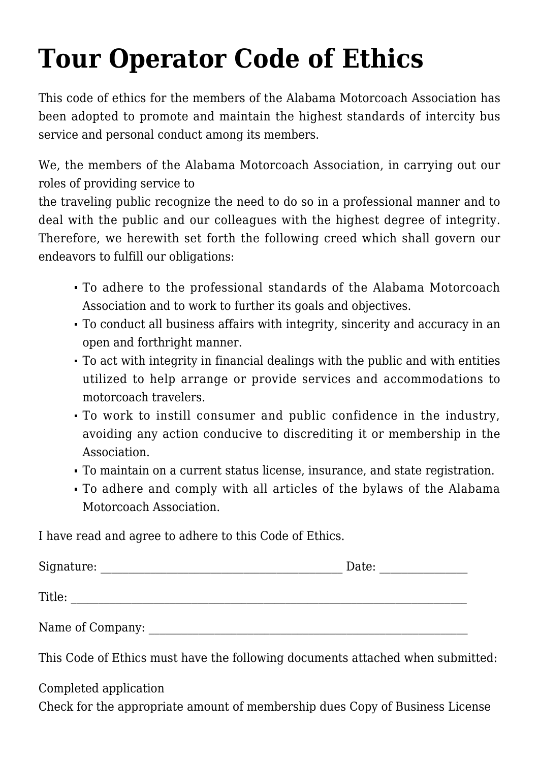# Tour Operator Code of Ethics

This code of ethics for the members of the Alabama Motorcoach Association has been adopted to promote and maintain the highest standards of intercity bus service and personal conduct among its members.

We, the members of the Alabama Motorcoach Association, in carrying out our roles of providing service to the traveling public recognize the need to do so in a professional manner and to deal with the public and our colleagues with the highest degree of integrity. Therefore, we herewith set forth the following creed which shall govern our endeavors to fulfill our obligations:

- To adhere to the professional standards of the Alabama Motorcoach Association and to work to further its goals and objectives.
- To conduct all business affairs with integrity, sincerity and accuracy in an open and forthright manner.
- To act with integrity in financial dealings with the public and with entities utilized to help arrange or provide services and accommodations to motorcoach travelers.
- To work to instill consumer and public confidence in the industry, avoiding any action conducive to discrediting it or membership in the Association.
- To maintain on a current status license, insurance, and state registration.
- To adhere and comply with all articles of the bylaws of the Alabama Motorcoach Association.

I have read and agree to adhere to this Code of Ethics.

Signature: ___________________________________________ Date: _______________

Title: _______________________________________________________________________

Name of Company: _________________________________________________________

This Code of Ethics must have the following documents attached when submitted:

Completed application
Check for the appropriate amount of membership dues Copy of Business License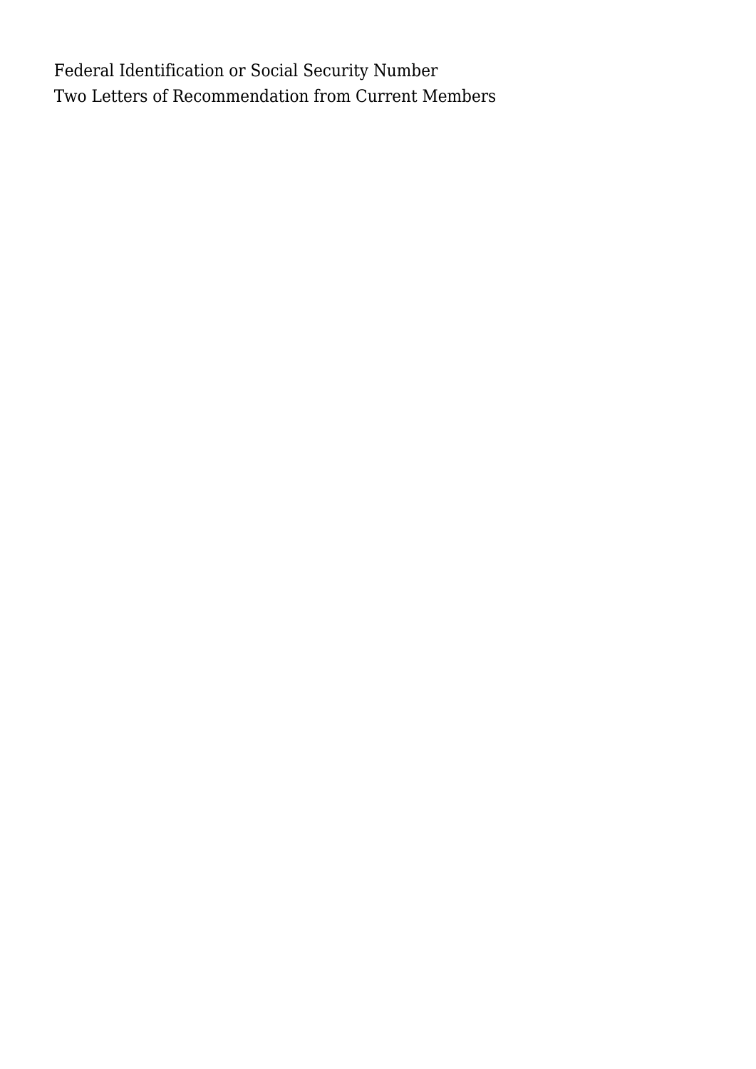Federal Identification or Social Security Number
Two Letters of Recommendation from Current Members